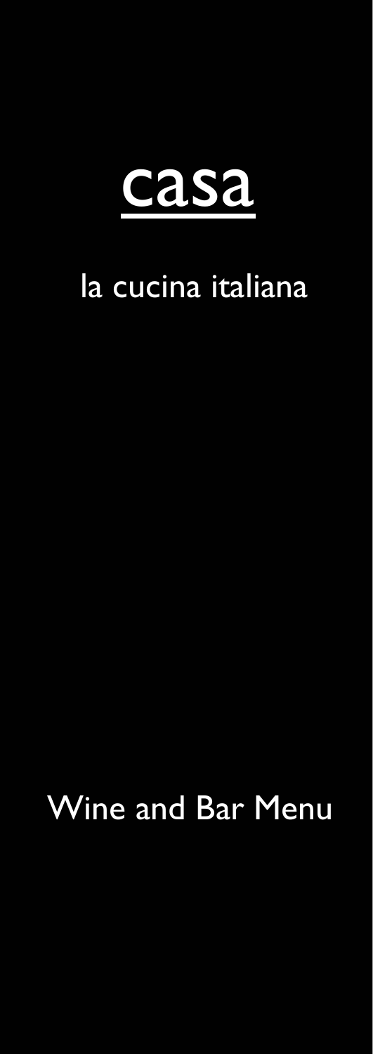# casa

la cucina italiana

Wine and Bar Menu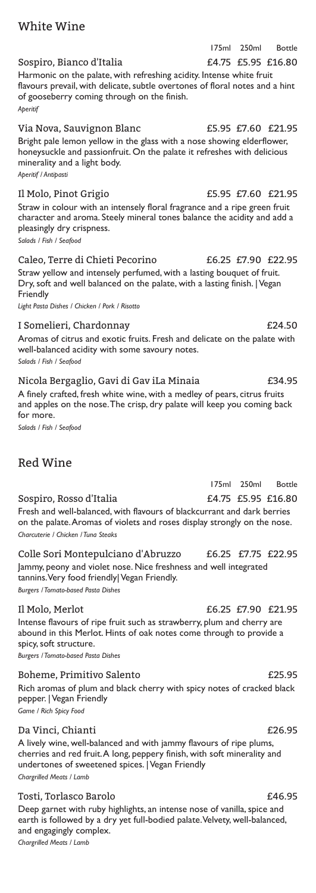## White Wine

| | 175ml | 250ml | Bottle |
|---|---|---|---|
| **Sospiro, Bianco d'Italia** | £4.75 | £5.95 | £16.80 |

Harmonic on the palate, with refreshing acidity. Intense white fruit flavours prevail, with delicate, subtle overtones of floral notes and a hint of gooseberry coming through on the finish.
*Aperitif*

**Via Nova, Sauvignon Blanc** £5.95 £7.60 £21.95

Bright pale lemon yellow in the glass with a nose showing elderflower, honeysuckle and passionfruit. On the palate it refreshes with delicious minerality and a light body.
*Aperitif / Antipasti*

**Il Molo, Pinot Grigio** £5.95 £7.60 £21.95

Straw in colour with an intensely floral fragrance and a ripe green fruit character and aroma. Steely mineral tones balance the acidity and add a pleasingly dry crispness.
*Salads / Fish / Seafood*

**Caleo, Terre di Chieti Pecorino** £6.25 £7.90 £22.95

Straw yellow and intensely perfumed, with a lasting bouquet of fruit. Dry, soft and well balanced on the palate, with a lasting finish. | Vegan Friendly
*Light Pasta Dishes / Chicken / Pork / Risotto*

**I Somelieri, Chardonnay** £24.50

Aromas of citrus and exotic fruits. Fresh and delicate on the palate with well-balanced acidity with some savoury notes.
*Salads / Fish / Seafood*

**Nicola Bergaglio, Gavi di Gav iLa Minaia** £34.95

A finely crafted, fresh white wine, with a medley of pears, citrus fruits and apples on the nose. The crisp, dry palate will keep you coming back for more.
*Salads / Fish / Seafood*

## Red Wine

| | 175ml | 250ml | Bottle |
|---|---|---|---|
| **Sospiro, Rosso d'Italia** | £4.75 | £5.95 | £16.80 |

Fresh and well-balanced, with flavours of blackcurrant and dark berries on the palate. Aromas of violets and roses display strongly on the nose.
*Charcuterie / Chicken / Tuna Steaks*

**Colle Sori Montepulciano d'Abruzzo** £6.25 £7.75 £22.95

Jammy, peony and violet nose. Nice freshness and well integrated tannins. Very food friendly| Vegan Friendly.
*Burgers / Tomato-based Pasta Dishes*

**Il Molo, Merlot** £6.25 £7.90 £21.95

Intense flavours of ripe fruit such as strawberry, plum and cherry are abound in this Merlot. Hints of oak notes come through to provide a spicy, soft structure.
*Burgers / Tomato-based Pasta Dishes*

**Boheme, Primitivo Salento** £25.95

Rich aromas of plum and black cherry with spicy notes of cracked black pepper. | Vegan Friendly
*Game / Rich Spicy Food*

**Da Vinci, Chianti** £26.95

A lively wine, well-balanced and with jammy flavours of ripe plums, cherries and red fruit. A long, peppery finish, with soft minerality and undertones of sweetened spices. | Vegan Friendly
*Chargrilled Meats / Lamb*

**Tosti, Torlasco Barolo** £46.95

Deep garnet with ruby highlights, an intense nose of vanilla, spice and earth is followed by a dry yet full-bodied palate. Velvety, well-balanced, and engagingly complex.
*Chargrilled Meats / Lamb*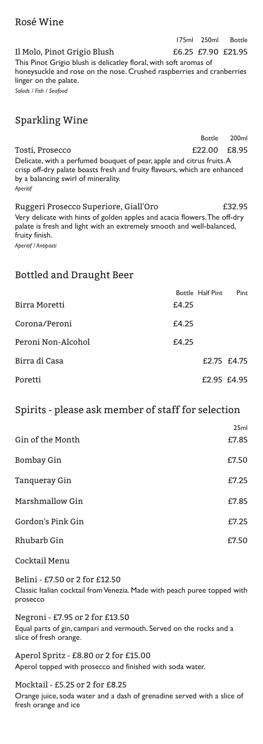## Rosé Wine

| | 175ml | 250ml | Bottle |
|---|---|---|---|
| Il Molo, Pinot Grigio Blush | £6.25 | £7.90 | £21.95 |

This Pinot Grigio blush is delicatley floral, with soft aromas of honeysuckle and rose on the nose. Crushed raspberries and cranberries linger on the palate.
*Salads / Fish / Seafood*

## Sparkling Wine

| | Bottle | 200ml |
|---|---|---|
| Tosti, Prosecco | £22.00 | £8.95 |

Delicate, with a perfumed bouquet of pear, apple and citrus fruits. A crisp off-dry palate boasts fresh and fruity flavours, which are enhanced by a balancing swirl of minerality.
*Aperitif*

Ruggeri Prosecco Superiore, Giall'Oro £32.95

Very delicate with hints of golden apples and acacia flowers. The off-dry palate is fresh and light with an extremely smooth and well-balanced, fruity finish.
*Aperitif / Antipasti*

## Bottled and Draught Beer

| | Bottle | Half Pint | Pint |
|---|---|---|---|
| Birra Moretti | £4.25 | | |
| Corona/Peroni | £4.25 | | |
| Peroni Non-Alcohol | £4.25 | | |
| Birra di Casa | | £2.75 | £4.75 |
| Poretti | | £2.95 | £4.95 |

## Spirits - please ask member of staff for selection

| | 25ml |
|---|---|
| Gin of the Month | £7.85 |
| Bombay Gin | £7.50 |
| Tanqueray Gin | £7.25 |
| Marshmallow Gin | £7.85 |
| Gordon's Pink Gin | £7.25 |
| Rhubarb Gin | £7.50 |

### Cocktail Menu

Belini - £7.50 or 2 for £12.50
Classic Italian cocktail from Venezia. Made with peach puree topped with prosecco

Negroni - £7.95 or 2 for £13.50
Equal parts of gin, campari and vermouth. Served on the rocks and a slice of fresh orange.

Aperol Spritz - £8.80 or 2 for £15.00
Aperol topped with prosecco and finished with soda water.

Mocktail - £5.25 or 2 for £8.25
Orange juice, soda water and a dash of grenadine served with a slice of fresh orange and ice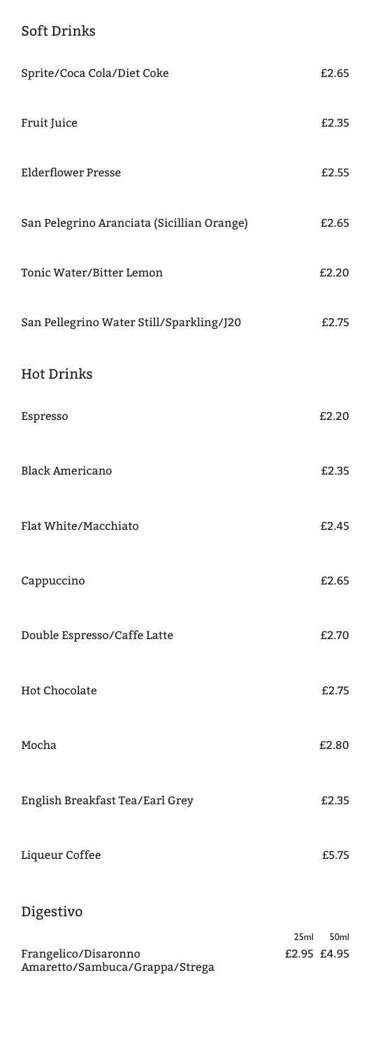## Soft Drinks

| | |
|---|---|
| Sprite/Coca Cola/Diet Coke | £2.65 |
| Fruit Juice | £2.35 |
| Elderflower Presse | £2.55 |
| San Pelegrino Aranciata (Sicillian Orange) | £2.65 |
| Tonic Water/Bitter Lemon | £2.20 |
| San Pellegrino Water Still/Sparkling/J20 | £2.75 |

## Hot Drinks

| | |
|---|---|
| Espresso | £2.20 |
| Black Americano | £2.35 |
| Flat White/Macchiato | £2.45 |
| Cappuccino | £2.65 |
| Double Espresso/Caffe Latte | £2.70 |
| Hot Chocolate | £2.75 |
| Mocha | £2.80 |
| English Breakfast Tea/Earl Grey | £2.35 |
| Liqueur Coffee | £5.75 |

## Digestivo

| | 25ml | 50ml |
|---|---|---|
| Frangelico/Disaronno Amaretto/Sambuca/Grappa/Strega | £2.95 | £4.95 |